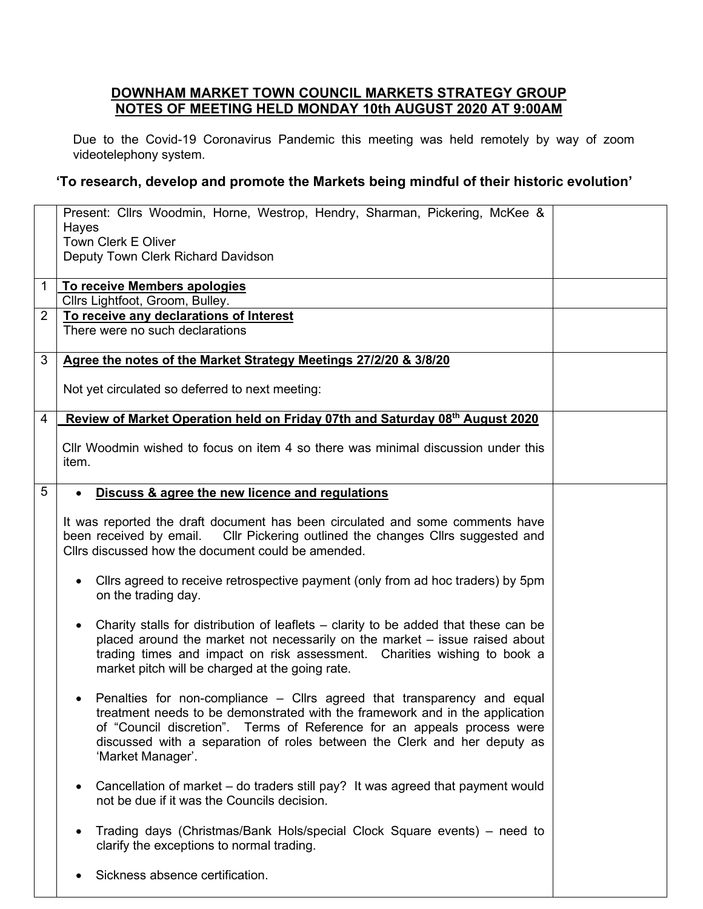# DOWNHAM MARKET TOWN COUNCIL MARKETS STRATEGY GROUP
## NOTES OF MEETING HELD MONDAY 10th AUGUST 2020 AT 9:00AM

Due to the Covid-19 Coronavirus Pandemic this meeting was held remotely by way of zoom videotelephony system.

**'To research, develop and promote the Markets being mindful of their historic evolution'**

| | | |
|---|---|---|
| | Present: Cllrs Woodmin, Horne, Westrop, Hendry, Sharman, Pickering, McKee & Hayes<br>Town Clerk E Oliver<br>Deputy Town Clerk Richard Davidson | |
| 1 | **To receive Members apologies**<br>Cllrs Lightfoot, Groom, Bulley. | |
| 2 | **To receive any declarations of Interest**<br>There were no such declarations | |
| 3 | **Agree the notes of the Market Strategy Meetings 27/2/20 & 3/8/20**<br><br>Not yet circulated so deferred to next meeting: | |
| 4 | **Review of Market Operation held on Friday 07th and Saturday 08th August 2020**<br><br>Cllr Woodmin wished to focus on item 4 so there was minimal discussion under this item. | |
| 5 | • **Discuss & agree the new licence and regulations**<br><br>It was reported the draft document has been circulated and some comments have been received by email. Cllr Pickering outlined the changes Cllrs suggested and Cllrs discussed how the document could be amended.<br><br>• Cllrs agreed to receive retrospective payment (only from ad hoc traders) by 5pm on the trading day.<br><br>• Charity stalls for distribution of leaflets – clarity to be added that these can be placed around the market not necessarily on the market – issue raised about trading times and impact on risk assessment. Charities wishing to book a market pitch will be charged at the going rate.<br><br>• Penalties for non-compliance – Cllrs agreed that transparency and equal treatment needs to be demonstrated with the framework and in the application of "Council discretion". Terms of Reference for an appeals process were discussed with a separation of roles between the Clerk and her deputy as 'Market Manager'.<br><br>• Cancellation of market – do traders still pay? It was agreed that payment would not be due if it was the Councils decision.<br><br>• Trading days (Christmas/Bank Hols/special Clock Square events) – need to clarify the exceptions to normal trading.<br><br>• Sickness absence certification. | |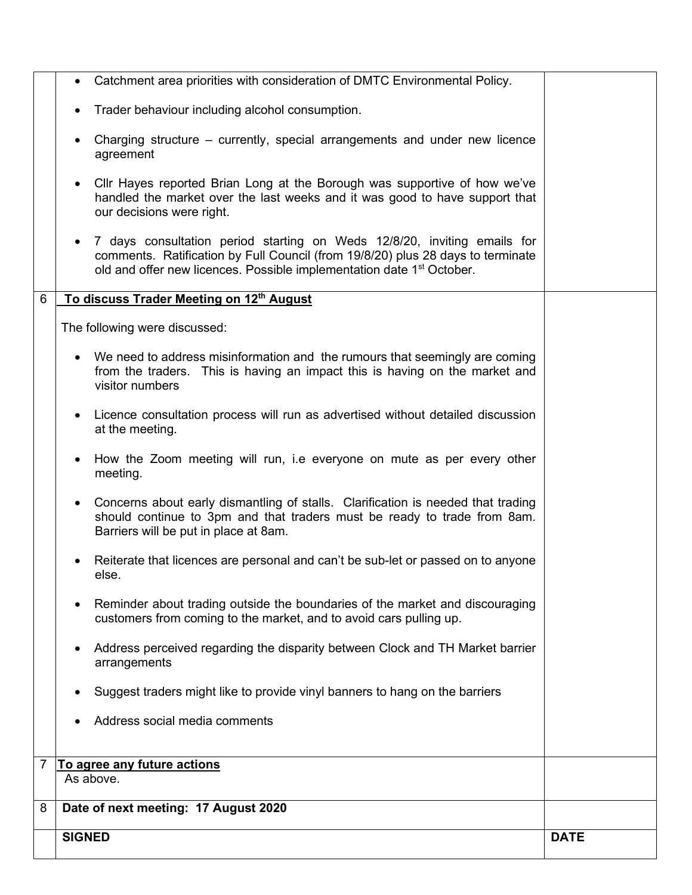| | | |
|---|---|---|
| | • Catchment area priorities with consideration of DMTC Environmental Policy.<br><br>• Trader behaviour including alcohol consumption.<br><br>• Charging structure – currently, special arrangements and under new licence agreement<br><br>• Cllr Hayes reported Brian Long at the Borough was supportive of how we've handled the market over the last weeks and it was good to have support that our decisions were right.<br><br>• 7 days consultation period starting on Weds 12/8/20, inviting emails for comments. Ratification by Full Council (from 19/8/20) plus 28 days to terminate old and offer new licences. Possible implementation date 1st October. | |
| 6 | **<u>To discuss Trader Meeting on 12th August</u>**<br><br>The following were discussed:<br><br>• We need to address misinformation and the rumours that seemingly are coming from the traders. This is having an impact this is having on the market and visitor numbers<br><br>• Licence consultation process will run as advertised without detailed discussion at the meeting.<br><br>• How the Zoom meeting will run, i.e everyone on mute as per every other meeting.<br><br>• Concerns about early dismantling of stalls. Clarification is needed that trading should continue to 3pm and that traders must be ready to trade from 8am. Barriers will be put in place at 8am.<br><br>• Reiterate that licences are personal and can't be sub-let or passed on to anyone else.<br><br>• Reminder about trading outside the boundaries of the market and discouraging customers from coming to the market, and to avoid cars pulling up.<br><br>• Address perceived regarding the disparity between Clock and TH Market barrier arrangements<br><br>• Suggest traders might like to provide vinyl banners to hang on the barriers<br><br>• Address social media comments | |
| 7 | **<u>To agree any future actions</u>**<br>As above. | |
| 8 | **Date of next meeting: 17 August 2020** | |
| | **SIGNED** | **DATE** |